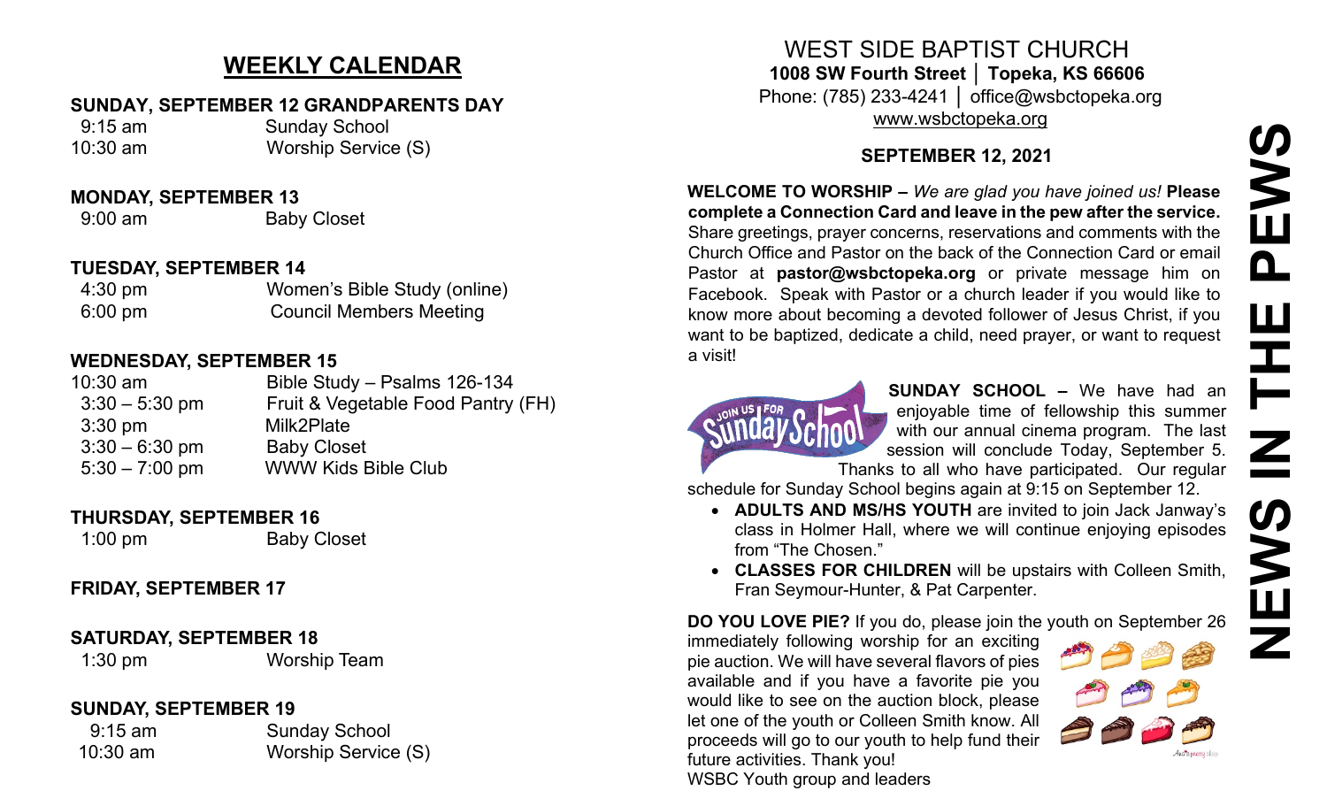## WEEKLY CALENDAR

**SUNDAY, SEPTEMBER 12 GRANDPARENTS DAY**

9:15 am Sunday School
10:30 am Worship Service (S)

**MONDAY, SEPTEMBER 13**

9:00 am Baby Closet

**TUESDAY, SEPTEMBER 14**

4:30 pm Women's Bible Study (online)
6:00 pm Council Members Meeting

**WEDNESDAY, SEPTEMBER 15**

10:30 am Bible Study – Psalms 126-134
3:30 – 5:30 pm Fruit & Vegetable Food Pantry (FH)
3:30 pm Milk2Plate
3:30 – 6:30 pm Baby Closet
5:30 – 7:00 pm WWW Kids Bible Club

**THURSDAY, SEPTEMBER 16**

1:00 pm Baby Closet

**FRIDAY, SEPTEMBER 17**

**SATURDAY, SEPTEMBER 18**

1:30 pm Worship Team

**SUNDAY, SEPTEMBER 19**

9:15 am Sunday School
10:30 am Worship Service (S)

# WEST SIDE BAPTIST CHURCH

**1008 SW Fourth Street │ Topeka, KS 66606**

Phone: (785) 233-4241 │ office@wsbctopeka.org

www.wsbctopeka.org

**SEPTEMBER 12, 2021**

# NEWS IN THE PEWS

**WELCOME TO WORSHIP –** *We are glad you have joined us!* **Please complete a Connection Card and leave in the pew after the service.** Share greetings, prayer concerns, reservations and comments with the Church Office and Pastor on the back of the Connection Card or email Pastor at **pastor@wsbctopeka.org** or private message him on Facebook. Speak with Pastor or a church leader if you would like to know more about becoming a devoted follower of Jesus Christ, if you want to be baptized, dedicate a child, need prayer, or want to request a visit!

**SUNDAY SCHOOL –** We have had an enjoyable time of fellowship this summer with our annual cinema program. The last session will conclude Today, September 5. Thanks to all who have participated. Our regular schedule for Sunday School begins again at 9:15 on September 12.

- **ADULTS AND MS/HS YOUTH** are invited to join Jack Janway's class in Holmer Hall, where we will continue enjoying episodes from "The Chosen."
- **CLASSES FOR CHILDREN** will be upstairs with Colleen Smith, Fran Seymour-Hunter, & Pat Carpenter.

**DO YOU LOVE PIE?** If you do, please join the youth on September 26 immediately following worship for an exciting pie auction. We will have several flavors of pies available and if you have a favorite pie you would like to see on the auction block, please let one of the youth or Colleen Smith know. All proceeds will go to our youth to help fund their future activities. Thank you!
WSBC Youth group and leaders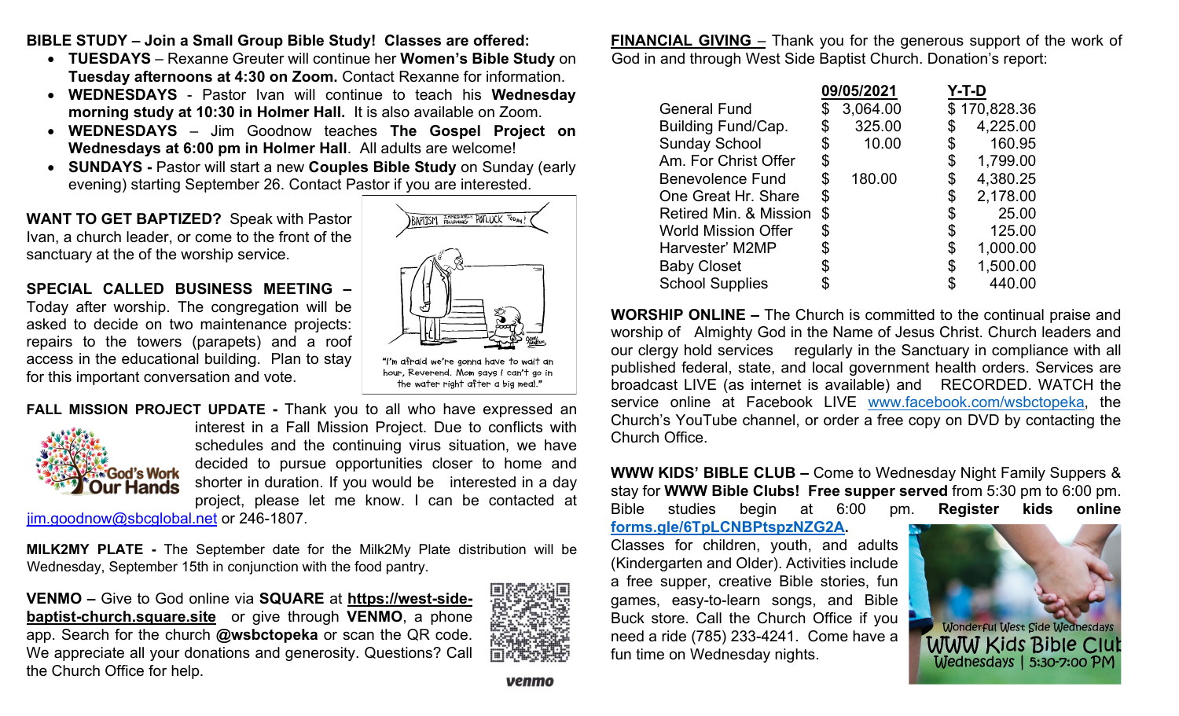**BIBLE STUDY – Join a Small Group Bible Study! Classes are offered:**

- **TUESDAYS** – Rexanne Greuter will continue her **Women's Bible Study** on **Tuesday afternoons at 4:30 on Zoom.** Contact Rexanne for information.
- **WEDNESDAYS** - Pastor Ivan will continue to teach his **Wednesday morning study at 10:30 in Holmer Hall.** It is also available on Zoom.
- **WEDNESDAYS** – Jim Goodnow teaches **The Gospel Project on Wednesdays at 6:00 pm in Holmer Hall**. All adults are welcome!
- **SUNDAYS -** Pastor will start a new **Couples Bible Study** on Sunday (early evening) starting September 26. Contact Pastor if you are interested.

**WANT TO GET BAPTIZED?** Speak with Pastor Ivan, a church leader, or come to the front of the sanctuary at the of the worship service.

**SPECIAL CALLED BUSINESS MEETING –** Today after worship. The congregation will be asked to decide on two maintenance projects: repairs to the towers (parapets) and a roof access in the educational building. Plan to stay for this important conversation and vote.

"I'm afraid we're gonna have to wait an hour, Reverend. Mom says I can't go in the water right after a big meal."

**FALL MISSION PROJECT UPDATE -** Thank you to all who have expressed an interest in a Fall Mission Project. Due to conflicts with schedules and the continuing virus situation, we have decided to pursue opportunities closer to home and shorter in duration. If you would be interested in a day project, please let me know. I can be contacted at jim.goodnow@sbcglobal.net or 246-1807.

**MILK2MY PLATE -** The September date for the Milk2My Plate distribution will be Wednesday, September 15th in conjunction with the food pantry.

**VENMO –** Give to God online via **SQUARE** at **https://west-side-baptist-church.square.site** or give through **VENMO**, a phone app. Search for the church **@wsbctopeka** or scan the QR code. We appreciate all your donations and generosity. Questions? Call the Church Office for help.

**FINANCIAL GIVING** – Thank you for the generous support of the work of God in and through West Side Baptist Church. Donation's report:

| | 09/05/2021 | Y-T-D |
|---|---|---|
| General Fund | $ 3,064.00 | $ 170,828.36 |
| Building Fund/Cap. | $ 325.00 | $ 4,225.00 |
| Sunday School | $ 10.00 | $ 160.95 |
| Am. For Christ Offer | $ | $ 1,799.00 |
| Benevolence Fund | $ 180.00 | $ 4,380.25 |
| One Great Hr. Share | $ | $ 2,178.00 |
| Retired Min. & Mission | $ | $ 25.00 |
| World Mission Offer | $ | $ 125.00 |
| Harvester' M2MP | $ | $ 1,000.00 |
| Baby Closet | $ | $ 1,500.00 |
| School Supplies | $ | $ 440.00 |

**WORSHIP ONLINE –** The Church is committed to the continual praise and worship of Almighty God in the Name of Jesus Christ. Church leaders and our clergy hold services regularly in the Sanctuary in compliance with all published federal, state, and local government health orders. Services are broadcast LIVE (as internet is available) and RECORDED. WATCH the service online at Facebook LIVE www.facebook.com/wsbctopeka, the Church's YouTube channel, or order a free copy on DVD by contacting the Church Office.

**WWW KIDS' BIBLE CLUB –** Come to Wednesday Night Family Suppers & stay for **WWW Bible Clubs! Free supper served** from 5:30 pm to 6:00 pm. Bible studies begin at 6:00 pm. **Register kids online forms.gle/6TpLCNBPtspzNZG2A.**
Classes for children, youth, and adults (Kindergarten and Older). Activities include a free supper, creative Bible stories, fun games, easy-to-learn songs, and Bible Buck store. Call the Church Office if you need a ride (785) 233-4241. Come have a fun time on Wednesday nights.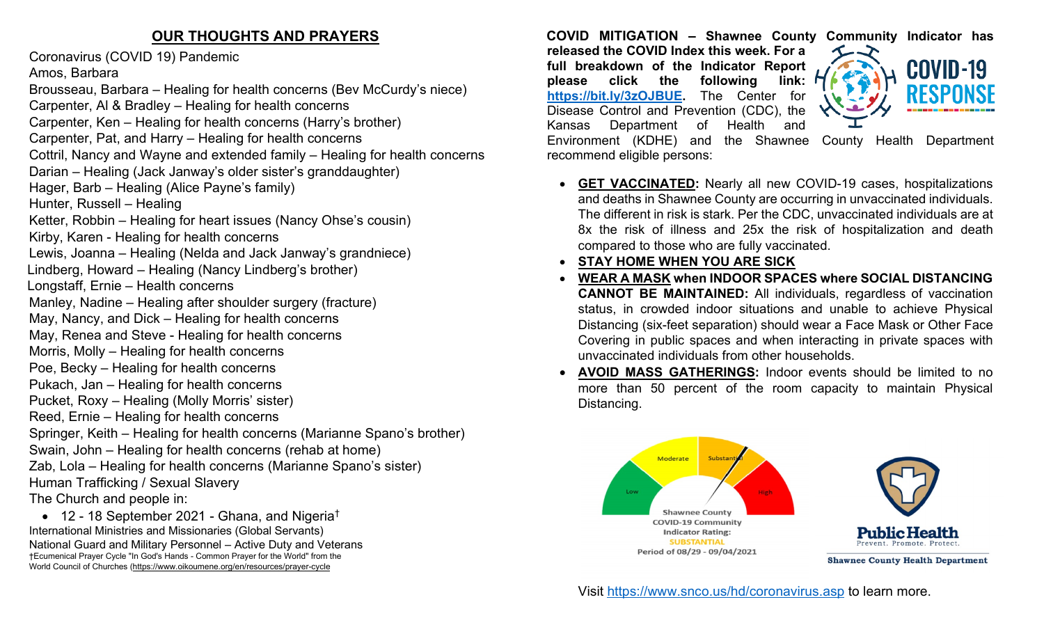## OUR THOUGHTS AND PRAYERS

Coronavirus (COVID 19) Pandemic
Amos, Barbara
Brousseau, Barbara – Healing for health concerns (Bev McCurdy's niece)
Carpenter, Al & Bradley – Healing for health concerns
Carpenter, Ken – Healing for health concerns (Harry's brother)
Carpenter, Pat, and Harry – Healing for health concerns
Cottril, Nancy and Wayne and extended family – Healing for health concerns
Darian – Healing (Jack Janway's older sister's granddaughter)
Hager, Barb – Healing (Alice Payne's family)
Hunter, Russell – Healing
Ketter, Robbin – Healing for heart issues (Nancy Ohse's cousin)
Kirby, Karen - Healing for health concerns
Lewis, Joanna – Healing (Nelda and Jack Janway's grandniece)
Lindberg, Howard – Healing (Nancy Lindberg's brother)
Longstaff, Ernie – Health concerns
Manley, Nadine – Healing after shoulder surgery (fracture)
May, Nancy, and Dick – Healing for health concerns
May, Renea and Steve - Healing for health concerns
Morris, Molly – Healing for health concerns
Poe, Becky – Healing for health concerns
Pukach, Jan – Healing for health concerns
Pucket, Roxy – Healing (Molly Morris' sister)
Reed, Ernie – Healing for health concerns
Springer, Keith – Healing for health concerns (Marianne Spano's brother)
Swain, John – Healing for health concerns (rehab at home)
Zab, Lola – Healing for health concerns (Marianne Spano's sister)
Human Trafficking / Sexual Slavery
The Church and people in:

- 12 - 18 September 2021 - Ghana, and Nigeria†

International Ministries and Missionaries (Global Servants)
National Guard and Military Personnel – Active Duty and Veterans

†Ecumenical Prayer Cycle "In God's Hands - Common Prayer for the World" from the World Council of Churches (https://www.oikoumene.org/en/resources/prayer-cycle

**COVID MITIGATION – Shawnee County Community Indicator has released the COVID Index this week. For a full breakdown of the Indicator Report please click the following link: https://bit.ly/3zOJBUE.** The Center for Disease Control and Prevention (CDC), the Kansas Department of Health and Environment (KDHE) and the Shawnee County Health Department recommend eligible persons:

COVID-19 RESPONSE

- **GET VACCINATED:** Nearly all new COVID-19 cases, hospitalizations and deaths in Shawnee County are occurring in unvaccinated individuals. The different in risk is stark. Per the CDC, unvaccinated individuals are at 8x the risk of illness and 25x the risk of hospitalization and death compared to those who are fully vaccinated.
- **STAY HOME WHEN YOU ARE SICK**
- **WEAR A MASK when INDOOR SPACES where SOCIAL DISTANCING CANNOT BE MAINTAINED:** All individuals, regardless of vaccination status, in crowded indoor situations and unable to achieve Physical Distancing (six-feet separation) should wear a Face Mask or Other Face Covering in public spaces and when interacting in private spaces with unvaccinated individuals from other households.
- **AVOID MASS GATHERINGS:** Indoor events should be limited to no more than 50 percent of the room capacity to maintain Physical Distancing.

Low
Moderate
Substantial
High
Shawnee County COVID-19 Community Indicator Rating: SUBSTANTIAL
Period of 08/29 - 09/04/2021

Public Health
Prevent. Promote. Protect.
Shawnee County Health Department

Visit https://www.snco.us/hd/coronavirus.asp to learn more.